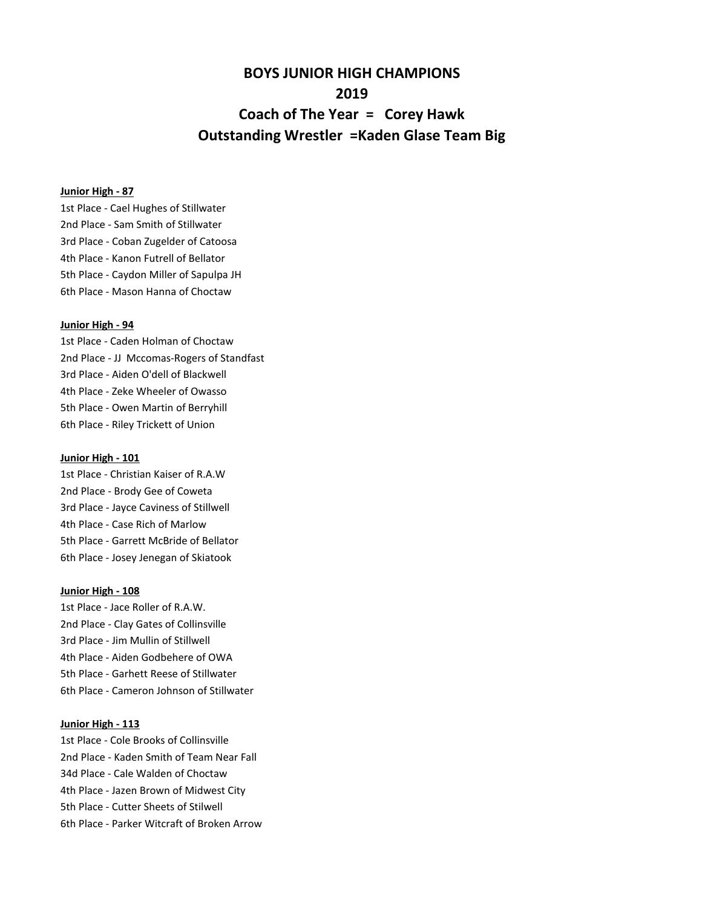# BOYS JUNIOR HIGH CHAMPIONS
# 2019
# Coach of The Year = Corey Hawk
# Outstanding Wrestler =Kaden Glase Team Big

**Junior High - 87**

1st Place - Cael Hughes of Stillwater
2nd Place - Sam Smith of Stillwater
3rd Place - Coban Zugelder of Catoosa
4th Place - Kanon Futrell of Bellator
5th Place - Caydon Miller of Sapulpa JH
6th Place - Mason Hanna of Choctaw

**Junior High - 94**

1st Place - Caden Holman of Choctaw
2nd Place - JJ Mccomas-Rogers of Standfast
3rd Place - Aiden O'dell of Blackwell
4th Place - Zeke Wheeler of Owasso
5th Place - Owen Martin of Berryhill
6th Place - Riley Trickett of Union

**Junior High - 101**

1st Place - Christian Kaiser of R.A.W
2nd Place - Brody Gee of Coweta
3rd Place - Jayce Caviness of Stillwell
4th Place - Case Rich of Marlow
5th Place - Garrett McBride of Bellator
6th Place - Josey Jenegan of Skiatook

**Junior High - 108**

1st Place - Jace Roller of R.A.W.
2nd Place - Clay Gates of Collinsville
3rd Place - Jim Mullin of Stillwell
4th Place - Aiden Godbehere of OWA
5th Place - Garhett Reese of Stillwater
6th Place - Cameron Johnson of Stillwater

**Junior High - 113**

1st Place - Cole Brooks of Collinsville
2nd Place - Kaden Smith of Team Near Fall
34d Place - Cale Walden of Choctaw
4th Place - Jazen Brown of Midwest City
5th Place - Cutter Sheets of Stilwell
6th Place - Parker Witcraft of Broken Arrow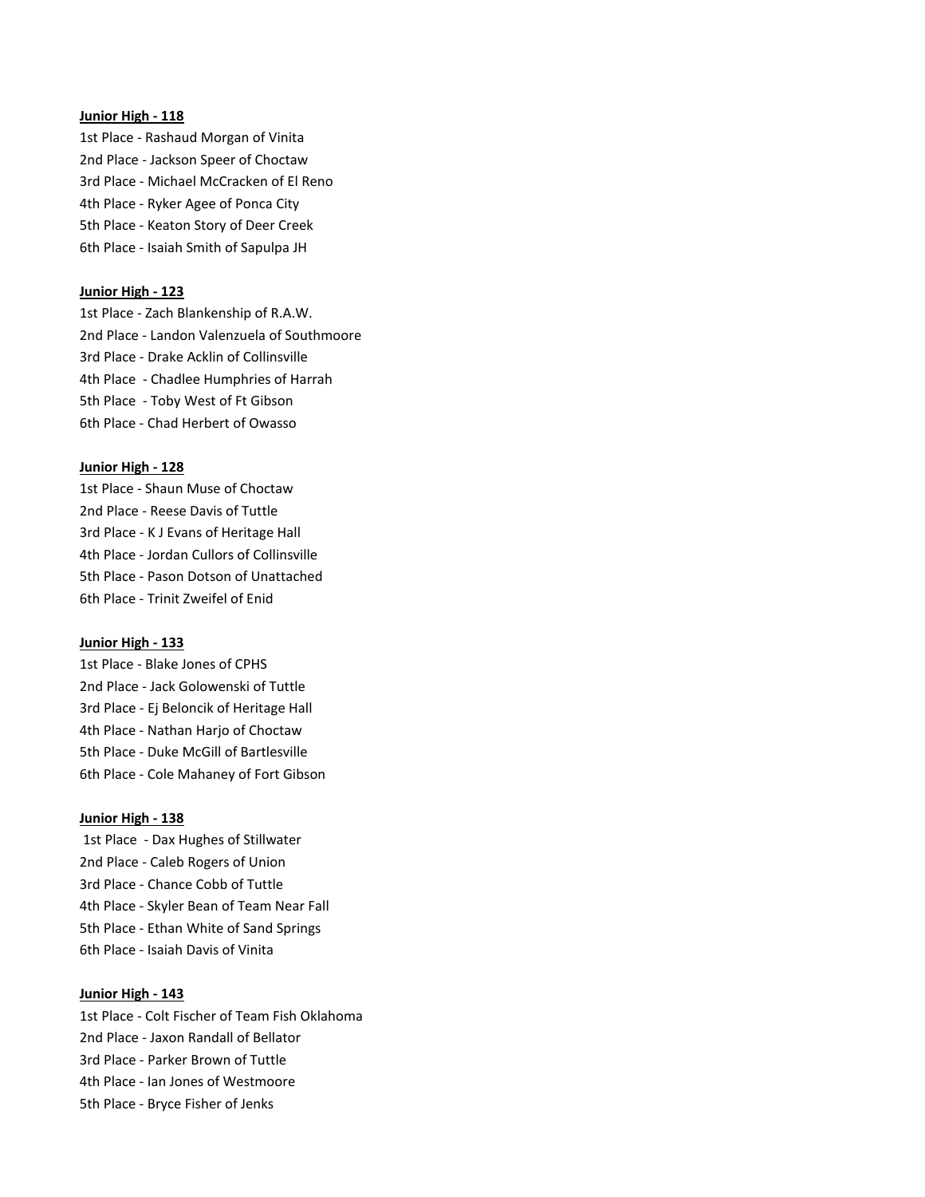**Junior High - 118**

1st Place - Rashaud Morgan of Vinita
2nd Place - Jackson Speer of Choctaw
3rd Place - Michael McCracken of El Reno
4th Place - Ryker Agee of Ponca City
5th Place - Keaton Story of Deer Creek
6th Place - Isaiah Smith of Sapulpa JH

**Junior High - 123**

1st Place - Zach Blankenship of R.A.W.
2nd Place - Landon Valenzuela of Southmoore
3rd Place - Drake Acklin of Collinsville
4th Place - Chadlee Humphries of Harrah
5th Place - Toby West of Ft Gibson
6th Place - Chad Herbert of Owasso

**Junior High - 128**

1st Place - Shaun Muse of Choctaw
2nd Place - Reese Davis of Tuttle
3rd Place - K J Evans of Heritage Hall
4th Place - Jordan Cullors of Collinsville
5th Place - Pason Dotson of Unattached
6th Place - Trinit Zweifel of Enid

**Junior High - 133**

1st Place - Blake Jones of CPHS
2nd Place - Jack Golowenski of Tuttle
3rd Place - Ej Beloncik of Heritage Hall
4th Place - Nathan Harjo of Choctaw
5th Place - Duke McGill of Bartlesville
6th Place - Cole Mahaney of Fort Gibson

**Junior High - 138**

1st Place - Dax Hughes of Stillwater
2nd Place - Caleb Rogers of Union
3rd Place - Chance Cobb of Tuttle
4th Place - Skyler Bean of Team Near Fall
5th Place - Ethan White of Sand Springs
6th Place - Isaiah Davis of Vinita

**Junior High - 143**

1st Place - Colt Fischer of Team Fish Oklahoma
2nd Place - Jaxon Randall of Bellator
3rd Place - Parker Brown of Tuttle
4th Place - Ian Jones of Westmoore
5th Place - Bryce Fisher of Jenks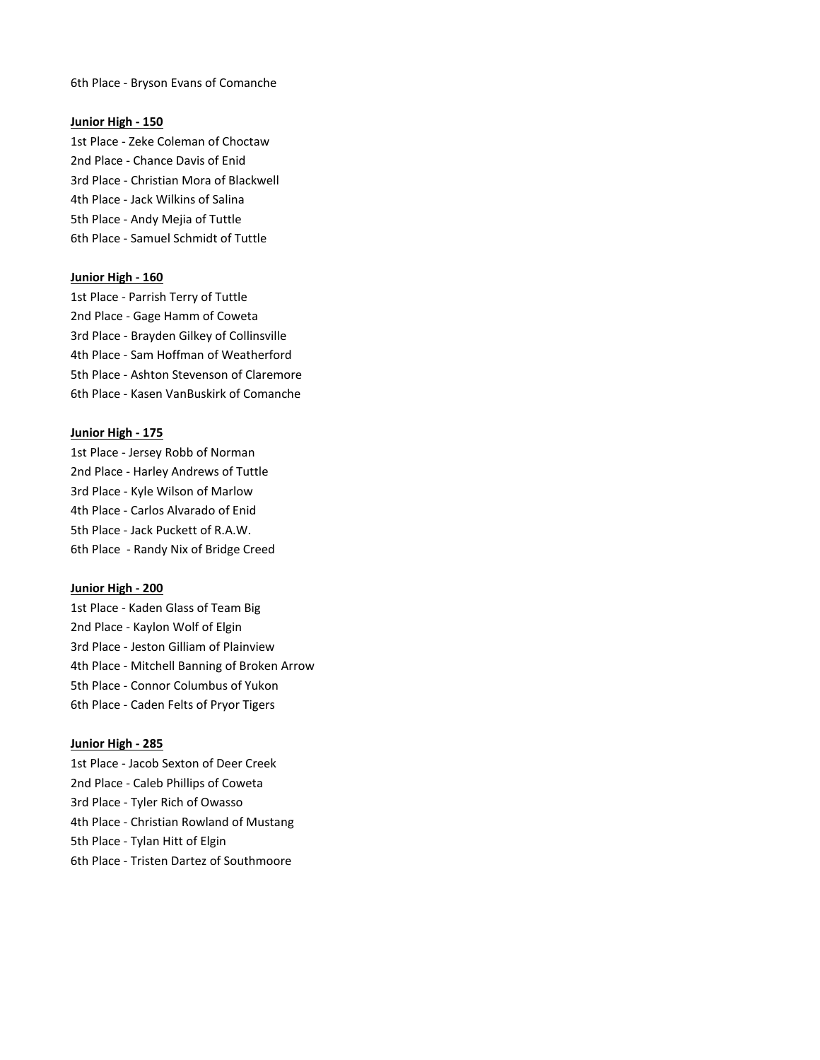6th Place - Bryson Evans of Comanche

**Junior High - 150**

1st Place - Zeke Coleman of Choctaw
2nd Place - Chance Davis of Enid
3rd Place - Christian Mora of Blackwell
4th Place - Jack Wilkins of Salina
5th Place - Andy Mejia of Tuttle
6th Place - Samuel Schmidt of Tuttle

**Junior High - 160**

1st Place - Parrish Terry of Tuttle
2nd Place - Gage Hamm of Coweta
3rd Place - Brayden Gilkey of Collinsville
4th Place - Sam Hoffman of Weatherford
5th Place - Ashton Stevenson of Claremore
6th Place - Kasen VanBuskirk of Comanche

**Junior High - 175**

1st Place - Jersey Robb of Norman
2nd Place - Harley Andrews of Tuttle
3rd Place - Kyle Wilson of Marlow
4th Place - Carlos Alvarado of Enid
5th Place - Jack Puckett of R.A.W.
6th Place - Randy Nix of Bridge Creed

**Junior High - 200**

1st Place - Kaden Glass of Team Big
2nd Place - Kaylon Wolf of Elgin
3rd Place - Jeston Gilliam of Plainview
4th Place - Mitchell Banning of Broken Arrow
5th Place - Connor Columbus of Yukon
6th Place - Caden Felts of Pryor Tigers

**Junior High - 285**

1st Place - Jacob Sexton of Deer Creek
2nd Place - Caleb Phillips of Coweta
3rd Place - Tyler Rich of Owasso
4th Place - Christian Rowland of Mustang
5th Place - Tylan Hitt of Elgin
6th Place - Tristen Dartez of Southmoore